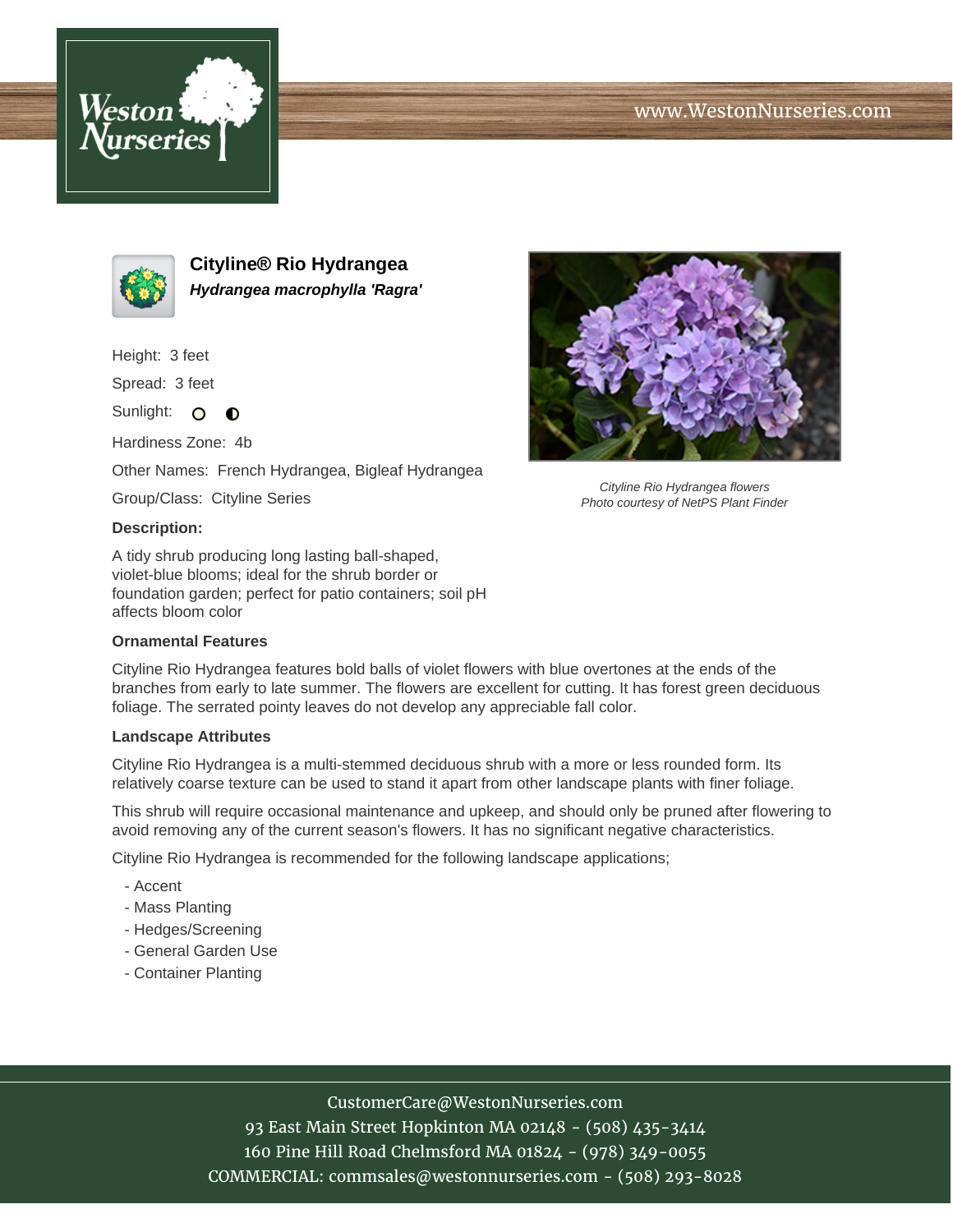# Cityline® Rio Hydrangea

***Hydrangea macrophylla 'Ragra'***

Height: 3 feet

Spread: 3 feet

Sunlight:

Hardiness Zone: 4b

Other Names: French Hydrangea, Bigleaf Hydrangea

Group/Class: Cityline Series

*Cityline Rio Hydrangea flowers*
*Photo courtesy of NetPS Plant Finder*

**Description:**

A tidy shrub producing long lasting ball-shaped, violet-blue blooms; ideal for the shrub border or foundation garden; perfect for patio containers; soil pH affects bloom color

### Ornamental Features

Cityline Rio Hydrangea features bold balls of violet flowers with blue overtones at the ends of the branches from early to late summer. The flowers are excellent for cutting. It has forest green deciduous foliage. The serrated pointy leaves do not develop any appreciable fall color.

### Landscape Attributes

Cityline Rio Hydrangea is a multi-stemmed deciduous shrub with a more or less rounded form. Its relatively coarse texture can be used to stand it apart from other landscape plants with finer foliage.

This shrub will require occasional maintenance and upkeep, and should only be pruned after flowering to avoid removing any of the current season's flowers. It has no significant negative characteristics.

Cityline Rio Hydrangea is recommended for the following landscape applications;

- Accent
- Mass Planting
- Hedges/Screening
- General Garden Use
- Container Planting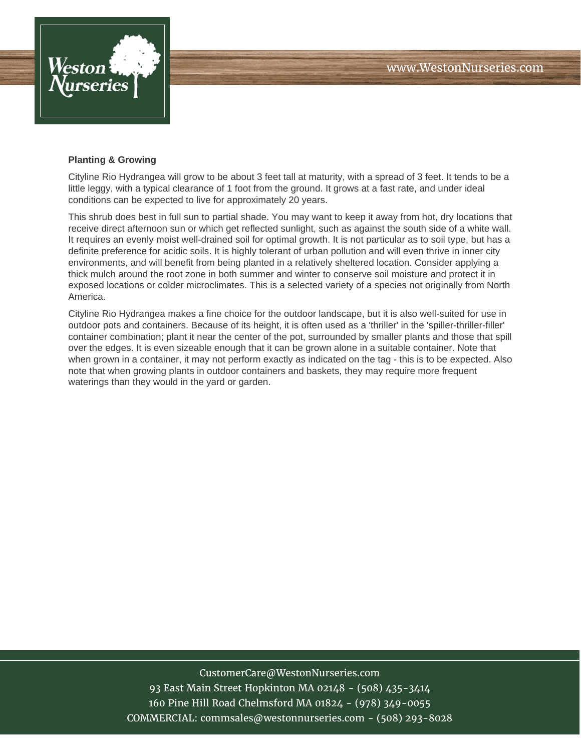## Planting & Growing

Cityline Rio Hydrangea will grow to be about 3 feet tall at maturity, with a spread of 3 feet. It tends to be a little leggy, with a typical clearance of 1 foot from the ground. It grows at a fast rate, and under ideal conditions can be expected to live for approximately 20 years.

This shrub does best in full sun to partial shade. You may want to keep it away from hot, dry locations that receive direct afternoon sun or which get reflected sunlight, such as against the south side of a white wall. It requires an evenly moist well-drained soil for optimal growth. It is not particular as to soil type, but has a definite preference for acidic soils. It is highly tolerant of urban pollution and will even thrive in inner city environments, and will benefit from being planted in a relatively sheltered location. Consider applying a thick mulch around the root zone in both summer and winter to conserve soil moisture and protect it in exposed locations or colder microclimates. This is a selected variety of a species not originally from North America.

Cityline Rio Hydrangea makes a fine choice for the outdoor landscape, but it is also well-suited for use in outdoor pots and containers. Because of its height, it is often used as a 'thriller' in the 'spiller-thriller-filler' container combination; plant it near the center of the pot, surrounded by smaller plants and those that spill over the edges. It is even sizeable enough that it can be grown alone in a suitable container. Note that when grown in a container, it may not perform exactly as indicated on the tag - this is to be expected. Also note that when growing plants in outdoor containers and baskets, they may require more frequent waterings than they would in the yard or garden.